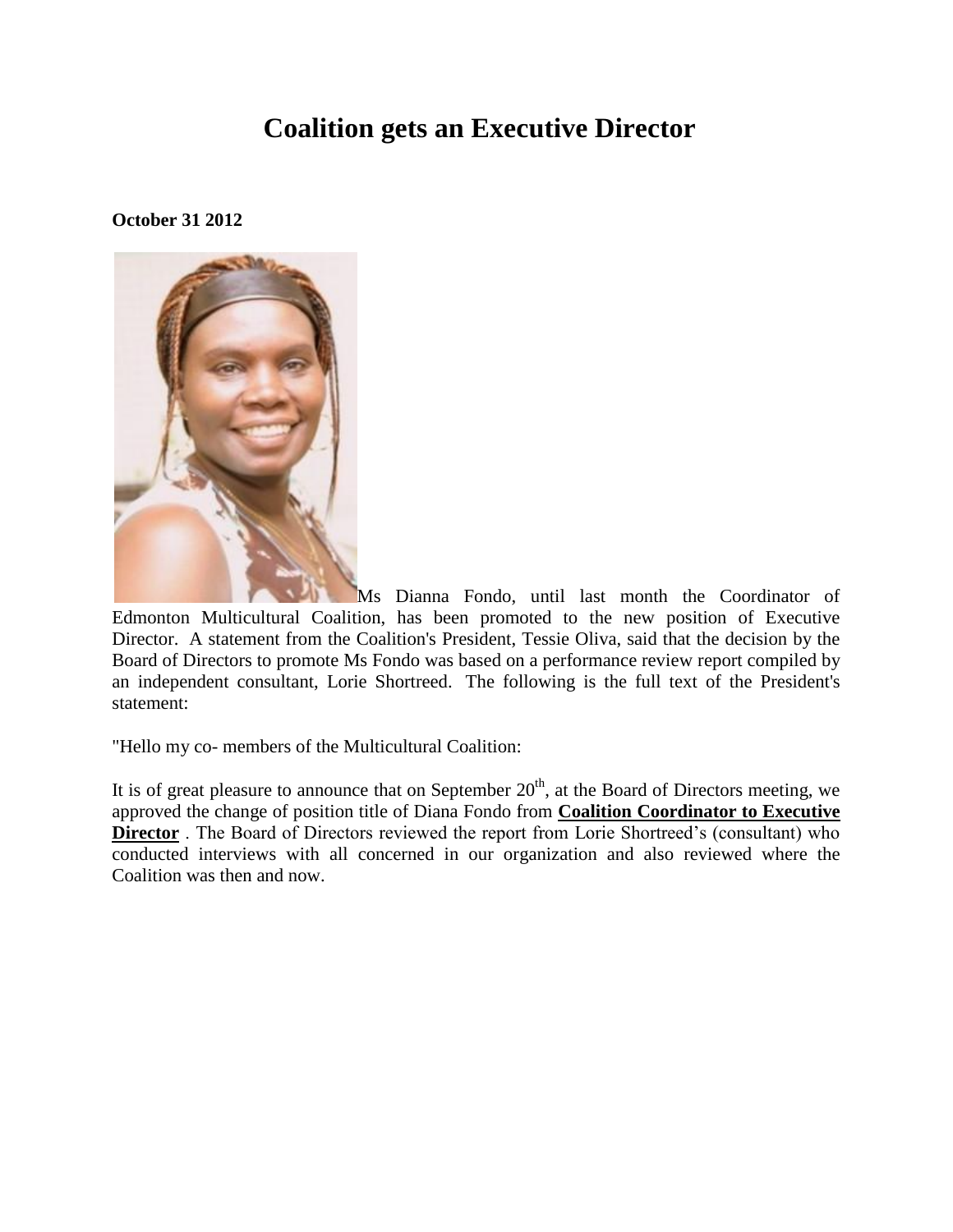# Coalition gets an Executive Director

**October 31 2012**

Ms Dianna Fondo, until last month the Coordinator of Edmonton Multicultural Coalition, has been promoted to the new position of Executive Director. A statement from the Coalition's President, Tessie Oliva, said that the decision by the Board of Directors to promote Ms Fondo was based on a performance review report compiled by an independent consultant, Lorie Shortreed. The following is the full text of the President's statement:

"Hello my co- members of the Multicultural Coalition:

It is of great pleasure to announce that on September 20th, at the Board of Directors meeting, we approved the change of position title of Diana Fondo from **Coalition Coordinator to Executive Director** . The Board of Directors reviewed the report from Lorie Shortreed's (consultant) who conducted interviews with all concerned in our organization and also reviewed where the Coalition was then and now.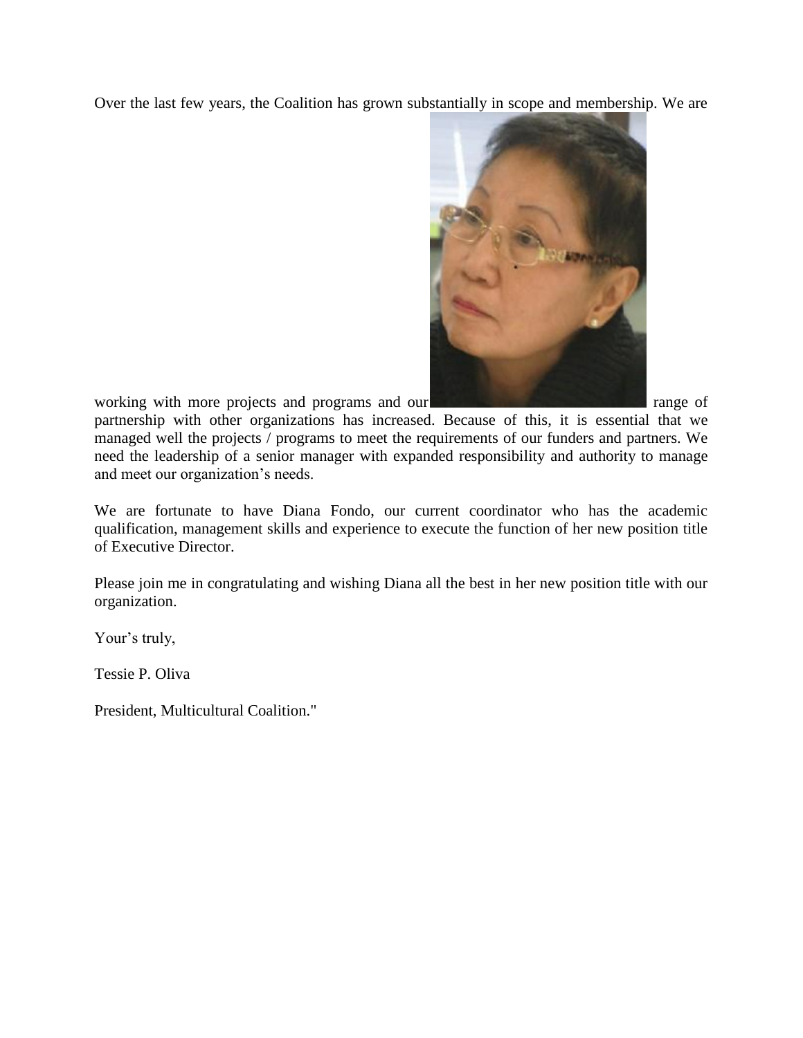Over the last few years, the Coalition has grown substantially in scope and membership. We are working with more projects and programs and our range of partnership with other organizations has increased. Because of this, it is essential that we managed well the projects / programs to meet the requirements of our funders and partners. We need the leadership of a senior manager with expanded responsibility and authority to manage and meet our organization's needs.

We are fortunate to have Diana Fondo, our current coordinator who has the academic qualification, management skills and experience to execute the function of her new position title of Executive Director.

Please join me in congratulating and wishing Diana all the best in her new position title with our organization.

Your's truly,

Tessie P. Oliva

President, Multicultural Coalition."